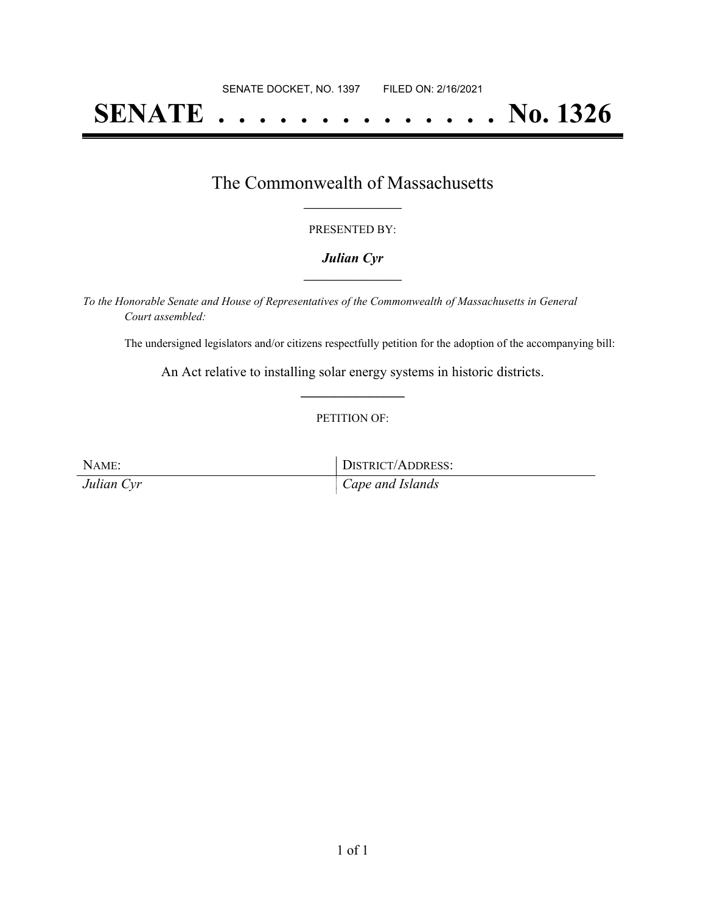SENATE DOCKET, NO. 1397 FILED ON: 2/16/2021

# SENATE . . . . . . . . . . . . . . No. 1326

## The Commonwealth of Massachusetts

PRESENTED BY:

***Julian Cyr***

*To the Honorable Senate and House of Representatives of the Commonwealth of Massachusetts in General Court assembled:*

The undersigned legislators and/or citizens respectfully petition for the adoption of the accompanying bill:

An Act relative to installing solar energy systems in historic districts.

PETITION OF:

| NAME: | DISTRICT/ADDRESS: |
| --- | --- |
| *Julian Cyr* | *Cape and Islands* |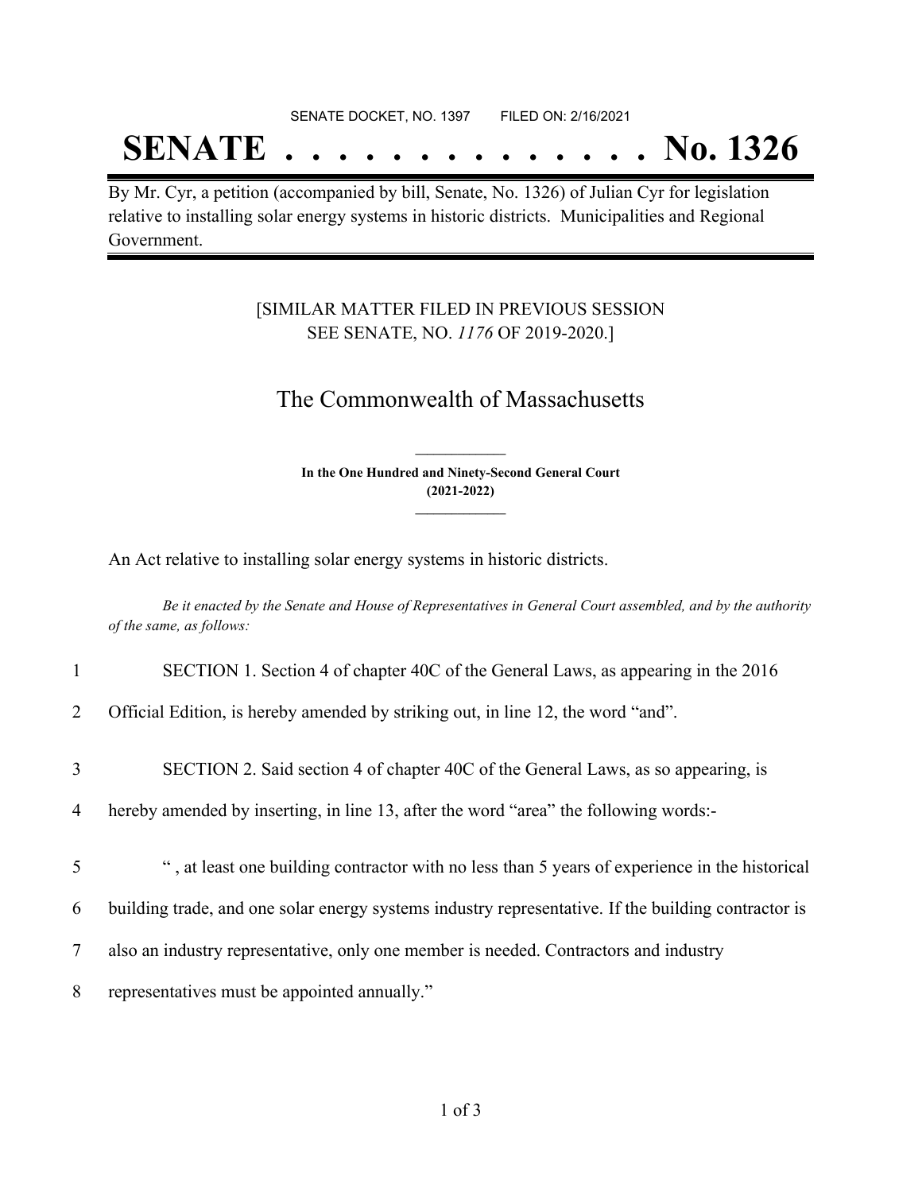SENATE DOCKET, NO. 1397        FILED ON: 2/16/2021

# SENATE . . . . . . . . . . . . . . No. 1326

By Mr. Cyr, a petition (accompanied by bill, Senate, No. 1326) of Julian Cyr for legislation relative to installing solar energy systems in historic districts. Municipalities and Regional Government.

[SIMILAR MATTER FILED IN PREVIOUS SESSION
SEE SENATE, NO. *1176* OF 2019-2020.]

## The Commonwealth of Massachusetts

**In the One Hundred and Ninety-Second General Court**
**(2021-2022)**

An Act relative to installing solar energy systems in historic districts.

*Be it enacted by the Senate and House of Representatives in General Court assembled, and by the authority of the same, as follows:*

1 SECTION 1. Section 4 of chapter 40C of the General Laws, as appearing in the 2016
2 Official Edition, is hereby amended by striking out, in line 12, the word "and".

3 SECTION 2. Said section 4 of chapter 40C of the General Laws, as so appearing, is
4 hereby amended by inserting, in line 13, after the word "area" the following words:-

5 " , at least one building contractor with no less than 5 years of experience in the historical
6 building trade, and one solar energy systems industry representative. If the building contractor is
7 also an industry representative, only one member is needed. Contractors and industry
8 representatives must be appointed annually."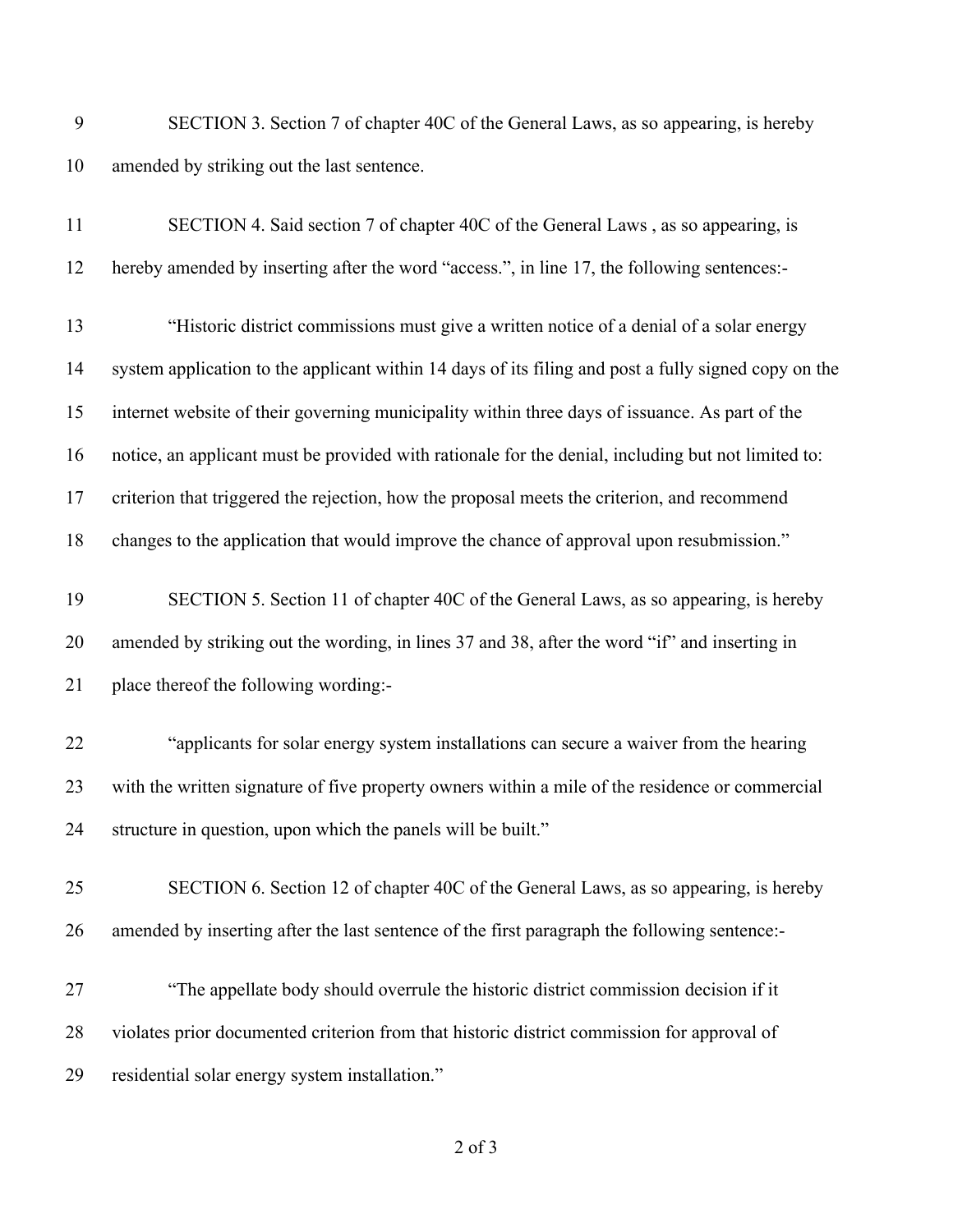SECTION 3. Section 7 of chapter 40C of the General Laws, as so appearing, is hereby amended by striking out the last sentence.

SECTION 4. Said section 7 of chapter 40C of the General Laws , as so appearing, is hereby amended by inserting after the word "access.", in line 17, the following sentences:-

"Historic district commissions must give a written notice of a denial of a solar energy system application to the applicant within 14 days of its filing and post a fully signed copy on the internet website of their governing municipality within three days of issuance. As part of the notice, an applicant must be provided with rationale for the denial, including but not limited to: criterion that triggered the rejection, how the proposal meets the criterion, and recommend changes to the application that would improve the chance of approval upon resubmission."

SECTION 5. Section 11 of chapter 40C of the General Laws, as so appearing, is hereby amended by striking out the wording, in lines 37 and 38, after the word "if" and inserting in place thereof the following wording:-

"applicants for solar energy system installations can secure a waiver from the hearing with the written signature of five property owners within a mile of the residence or commercial structure in question, upon which the panels will be built."

SECTION 6. Section 12 of chapter 40C of the General Laws, as so appearing, is hereby amended by inserting after the last sentence of the first paragraph the following sentence:-

"The appellate body should overrule the historic district commission decision if it violates prior documented criterion from that historic district commission for approval of residential solar energy system installation."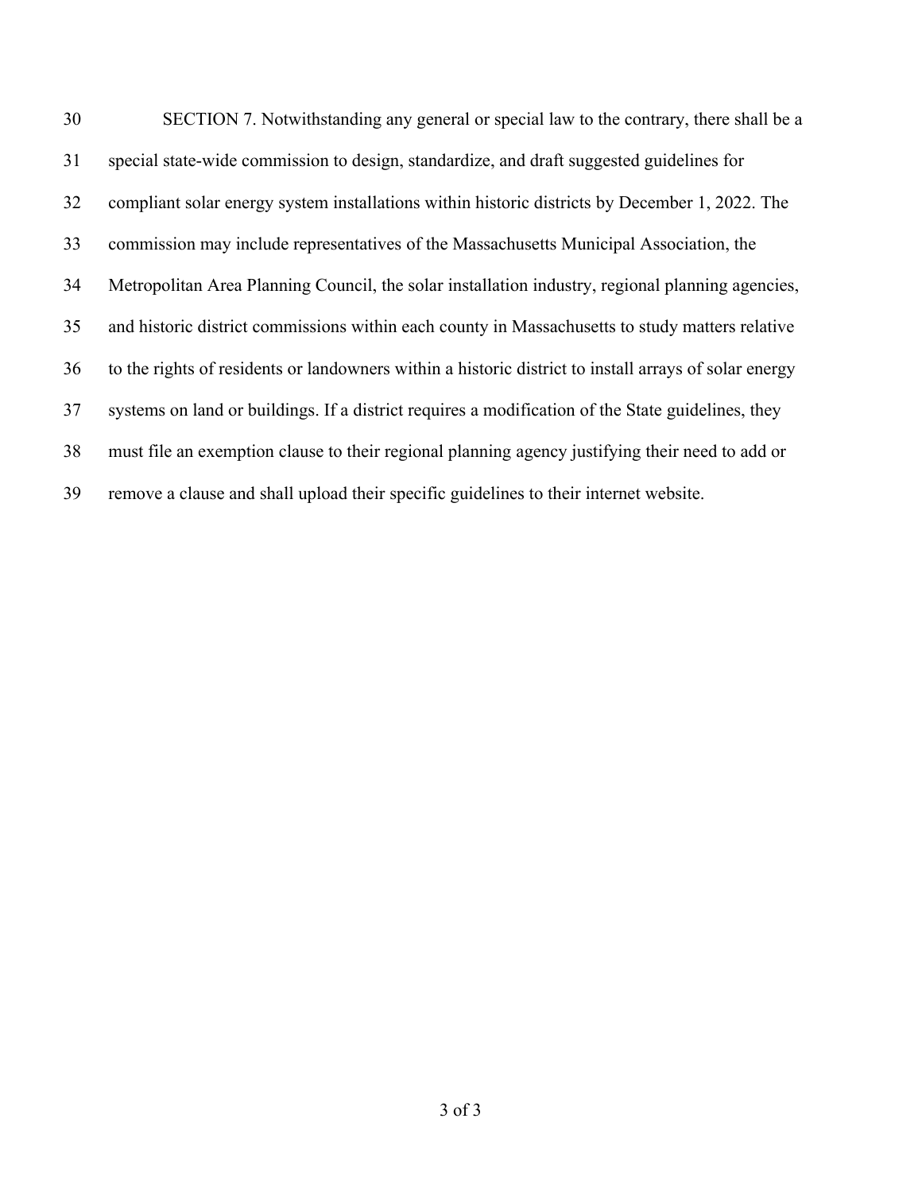SECTION 7. Notwithstanding any general or special law to the contrary, there shall be a special state-wide commission to design, standardize, and draft suggested guidelines for compliant solar energy system installations within historic districts by December 1, 2022. The commission may include representatives of the Massachusetts Municipal Association, the Metropolitan Area Planning Council, the solar installation industry, regional planning agencies, and historic district commissions within each county in Massachusetts to study matters relative to the rights of residents or landowners within a historic district to install arrays of solar energy systems on land or buildings. If a district requires a modification of the State guidelines, they must file an exemption clause to their regional planning agency justifying their need to add or remove a clause and shall upload their specific guidelines to their internet website.